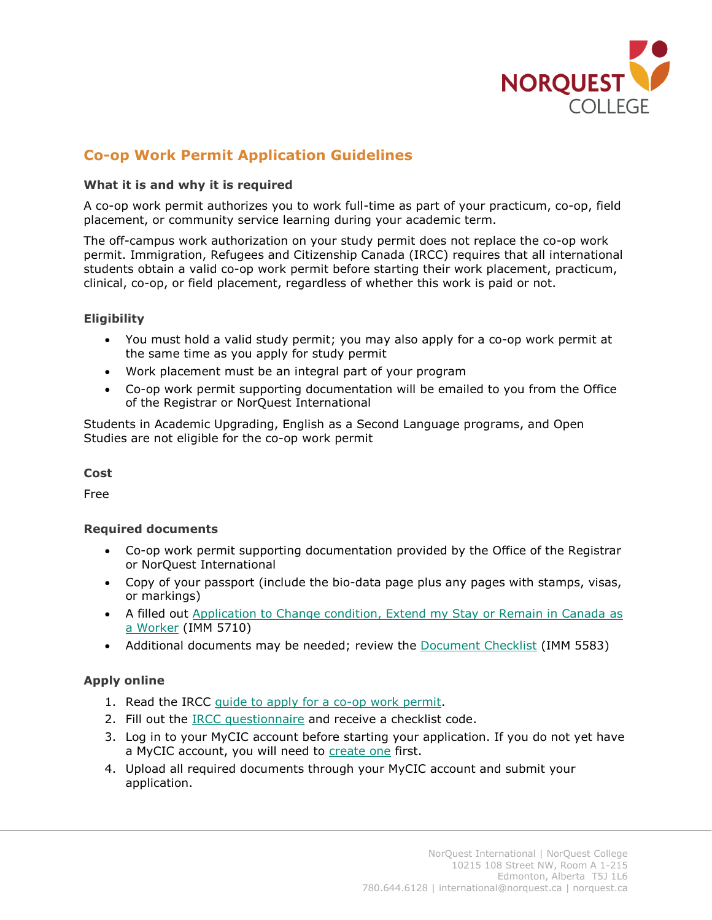# Co-op Work Permit Application Guidelines

### What it is and why it is required

A co-op work permit authorizes you to work full-time as part of your practicum, co-op, field placement, or community service learning during your academic term.

The off-campus work authorization on your study permit does not replace the co-op work permit. Immigration, Refugees and Citizenship Canada (IRCC) requires that all international students obtain a valid co-op work permit before starting their work placement, practicum, clinical, co-op, or field placement, regardless of whether this work is paid or not.

### Eligibility

- You must hold a valid study permit; you may also apply for a co-op work permit at the same time as you apply for study permit
- Work placement must be an integral part of your program
- Co-op work permit supporting documentation will be emailed to you from the Office of the Registrar or NorQuest International

Students in Academic Upgrading, English as a Second Language programs, and Open Studies are not eligible for the co-op work permit

### Cost

Free

### Required documents

- Co-op work permit supporting documentation provided by the Office of the Registrar or NorQuest International
- Copy of your passport (include the bio-data page plus any pages with stamps, visas, or markings)
- A filled out Application to Change condition, Extend my Stay or Remain in Canada as a Worker (IMM 5710)
- Additional documents may be needed; review the Document Checklist (IMM 5583)

### Apply online

1. Read the IRCC guide to apply for a co-op work permit.
2. Fill out the IRCC questionnaire and receive a checklist code.
3. Log in to your MyCIC account before starting your application. If you do not yet have a MyCIC account, you will need to create one first.
4. Upload all required documents through your MyCIC account and submit your application.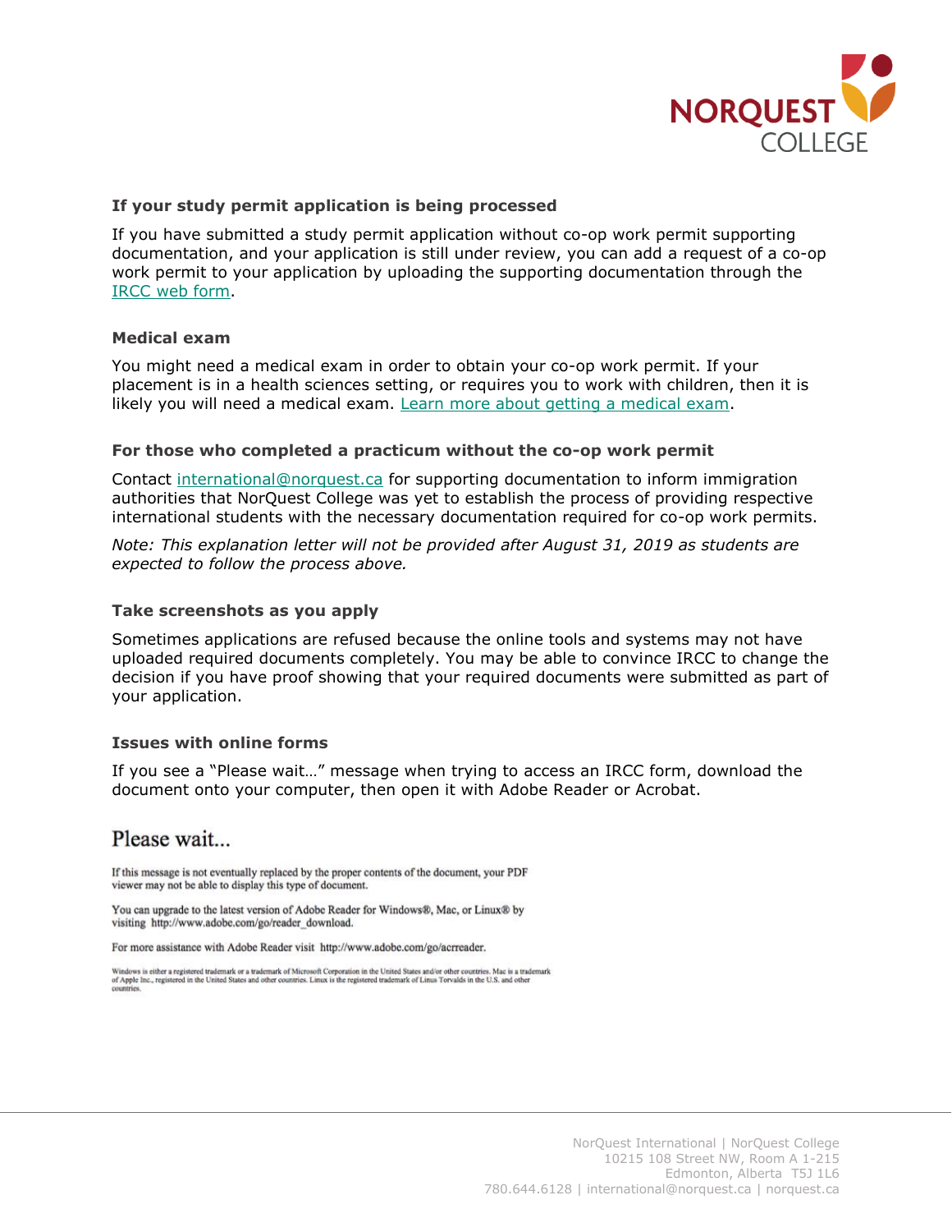### If your study permit application is being processed

If you have submitted a study permit application without co-op work permit supporting documentation, and your application is still under review, you can add a request of a co-op work permit to your application by uploading the supporting documentation through the [IRCC web form](#).

### Medical exam

You might need a medical exam in order to obtain your co-op work permit. If your placement is in a health sciences setting, or requires you to work with children, then it is likely you will need a medical exam. [Learn more about getting a medical exam](#).

### For those who completed a practicum without the co-op work permit

Contact international@norquest.ca for supporting documentation to inform immigration authorities that NorQuest College was yet to establish the process of providing respective international students with the necessary documentation required for co-op work permits.

*Note: This explanation letter will not be provided after August 31, 2019 as students are expected to follow the process above.*

### Take screenshots as you apply

Sometimes applications are refused because the online tools and systems may not have uploaded required documents completely. You may be able to convince IRCC to change the decision if you have proof showing that your required documents were submitted as part of your application.

### Issues with online forms

If you see a "Please wait…" message when trying to access an IRCC form, download the document onto your computer, then open it with Adobe Reader or Acrobat.

Please wait...

If this message is not eventually replaced by the proper contents of the document, your PDF viewer may not be able to display this type of document.

You can upgrade to the latest version of Adobe Reader for Windows®, Mac, or Linux® by visiting http://www.adobe.com/go/reader_download.

For more assistance with Adobe Reader visit http://www.adobe.com/go/acrreader.

Windows is either a registered trademark or a trademark of Microsoft Corporation in the United States and/or other countries. Mac is a trademark of Apple Inc., registered in the United States and other countries. Linux is the registered trademark of Linus Torvalds in the U.S. and other countries.